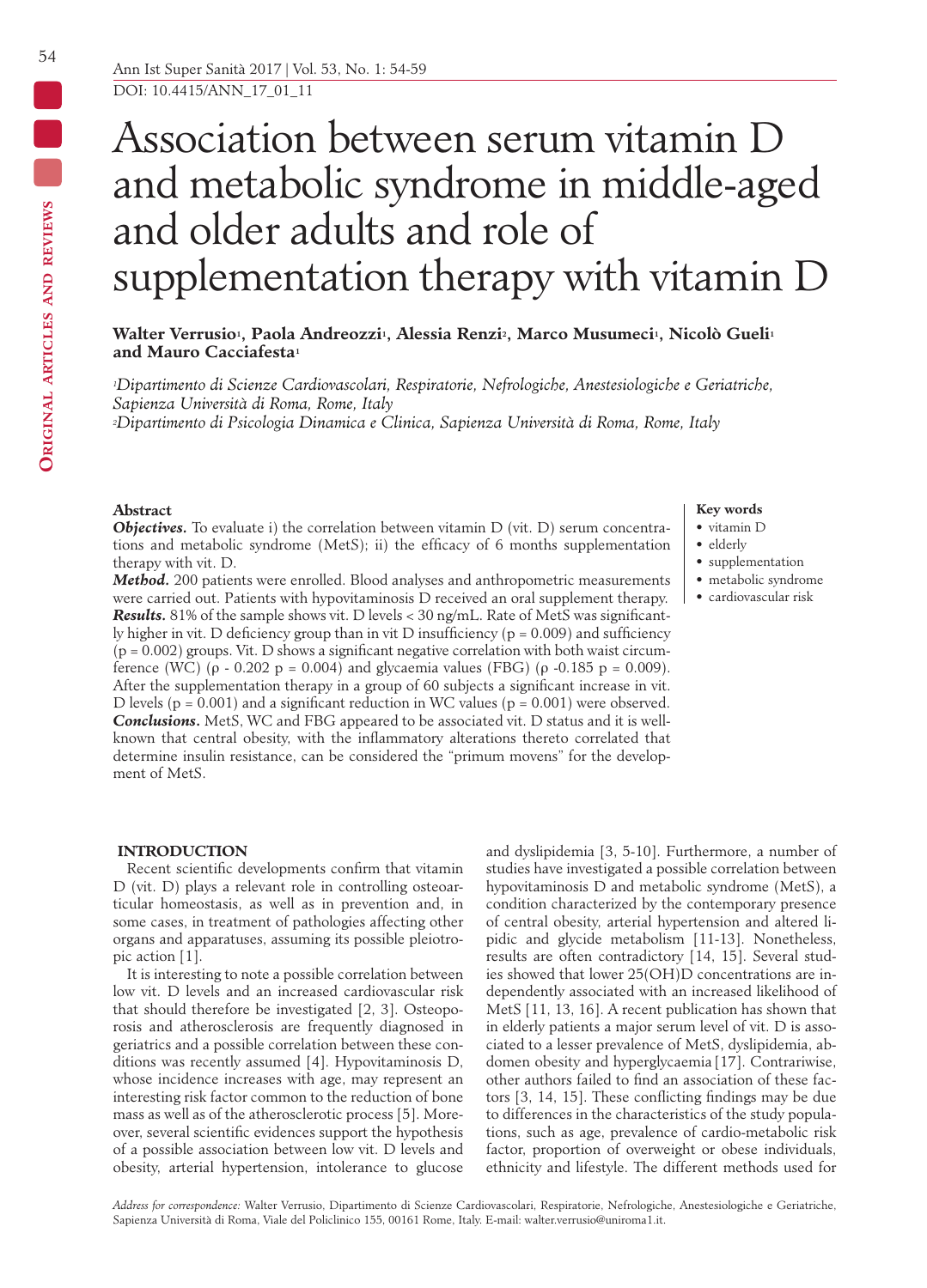# Association between serum vitamin D and metabolic syndrome in middle-aged and older adults and role of supplementation therapy with vitamin D

**Walter Verrusio[1], Paola Andreozzi[1], Alessia Renzi[2], Marco Musumeci[1], Nicolò Gueli[1] and Mauro Cacciafesta[1]**

*[1]Dipartimento di Scienze Cardiovascolari, Respiratorie, Nefrologiche, Anestesiologiche e Geriatriche, Sapienza Università di Roma, Rome, Italy*
*[2]Dipartimento di Psicologia Dinamica e Clinica, Sapienza Università di Roma, Rome, Italy*

### Abstract

***Objectives.*** To evaluate i) the correlation between vitamin D (vit. D) serum concentrations and metabolic syndrome (MetS); ii) the efficacy of 6 months supplementation therapy with vit. D.

***Method.*** 200 patients were enrolled. Blood analyses and anthropometric measurements were carried out. Patients with hypovitaminosis D received an oral supplement therapy.

***Results.*** 81% of the sample shows vit. D levels < 30 ng/mL. Rate of MetS was significantly higher in vit. D deficiency group than in vit D insufficiency ($p = 0.009$) and sufficiency ($p = 0.002$) groups. Vit. D shows a significant negative correlation with both waist circumference (WC) ($\rho$ - 0.202 $p = 0.004$) and glycaemia values (FBG) ($\rho$ -0.185 $p = 0.009$). After the supplementation therapy in a group of 60 subjects a significant increase in vit. D levels ($p = 0.001$) and a significant reduction in WC values ($p = 0.001$) were observed.

***Conclusions.*** MetS, WC and FBG appeared to be associated vit. D status and it is well-known that central obesity, with the inflammatory alterations thereto correlated that determine insulin resistance, can be considered the "primum movens" for the development of MetS.

**Key words**
- vitamin D
- elderly
- supplementation
- metabolic syndrome
- cardiovascular risk

## INTRODUCTION

Recent scientific developments confirm that vitamin D (vit. D) plays a relevant role in controlling osteoarticular homeostasis, as well as in prevention and, in some cases, in treatment of pathologies affecting other organs and apparatuses, assuming its possible pleiotropic action [1].

It is interesting to note a possible correlation between low vit. D levels and an increased cardiovascular risk that should therefore be investigated [2, 3]. Osteoporosis and atherosclerosis are frequently diagnosed in geriatrics and a possible correlation between these conditions was recently assumed [4]. Hypovitaminosis D, whose incidence increases with age, may represent an interesting risk factor common to the reduction of bone mass as well as of the atherosclerotic process [5]. Moreover, several scientific evidences support the hypothesis of a possible association between low vit. D levels and obesity, arterial hypertension, intolerance to glucose and dyslipidemia [3, 5-10]. Furthermore, a number of studies have investigated a possible correlation between hypovitaminosis D and metabolic syndrome (MetS), a condition characterized by the contemporary presence of central obesity, arterial hypertension and altered lipidic and glycide metabolism [11-13]. Nonetheless, results are often contradictory [14, 15]. Several studies showed that lower 25(OH)D concentrations are independently associated with an increased likelihood of MetS [11, 13, 16]. A recent publication has shown that in elderly patients a major serum level of vit. D is associated to a lesser prevalence of MetS, dyslipidemia, abdomen obesity and hyperglycaemia [17]. Contrariwise, other authors failed to find an association of these factors [3, 14, 15]. These conflicting findings may be due to differences in the characteristics of the study populations, such as age, prevalence of cardio-metabolic risk factor, proportion of overweight or obese individuals, ethnicity and lifestyle. The different methods used for

*Address for correspondence:* Walter Verrusio, Dipartimento di Scienze Cardiovascolari, Respiratorie, Nefrologiche, Anestesiologiche e Geriatriche, Sapienza Università di Roma, Viale del Policlinico 155, 00161 Rome, Italy. E-mail: walter.verrusio@uniroma1.it.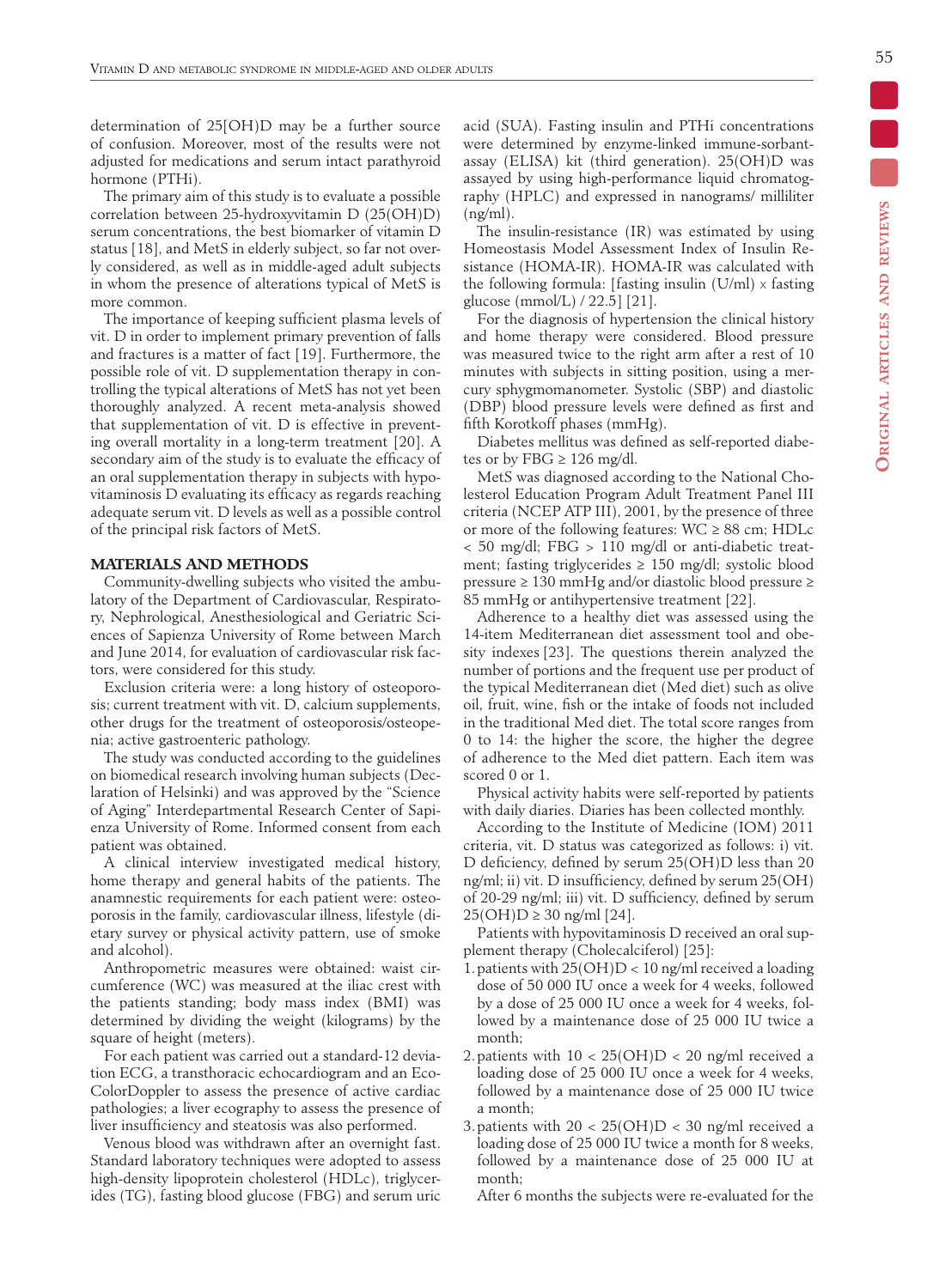determination of 25[OH]D may be a further source of confusion. Moreover, most of the results were not adjusted for medications and serum intact parathyroid hormone (PTHi).

The primary aim of this study is to evaluate a possible correlation between 25-hydroxyvitamin D (25(OH)D) serum concentrations, the best biomarker of vitamin D status [18], and MetS in elderly subject, so far not overly considered, as well as in middle-aged adult subjects in whom the presence of alterations typical of MetS is more common.

The importance of keeping sufficient plasma levels of vit. D in order to implement primary prevention of falls and fractures is a matter of fact [19]. Furthermore, the possible role of vit. D supplementation therapy in controlling the typical alterations of MetS has not yet been thoroughly analyzed. A recent meta-analysis showed that supplementation of vit. D is effective in preventing overall mortality in a long-term treatment [20]. A secondary aim of the study is to evaluate the efficacy of an oral supplementation therapy in subjects with hypovitaminosis D evaluating its efficacy as regards reaching adequate serum vit. D levels as well as a possible control of the principal risk factors of MetS.

## MATERIALS AND METHODS

Community-dwelling subjects who visited the ambulatory of the Department of Cardiovascular, Respiratory, Nephrological, Anesthesiological and Geriatric Sciences of Sapienza University of Rome between March and June 2014, for evaluation of cardiovascular risk factors, were considered for this study.

Exclusion criteria were: a long history of osteoporosis; current treatment with vit. D, calcium supplements, other drugs for the treatment of osteoporosis/osteopenia; active gastroenteric pathology.

The study was conducted according to the guidelines on biomedical research involving human subjects (Declaration of Helsinki) and was approved by the "Science of Aging" Interdepartmental Research Center of Sapienza University of Rome. Informed consent from each patient was obtained.

A clinical interview investigated medical history, home therapy and general habits of the patients. The anamnestic requirements for each patient were: osteoporosis in the family, cardiovascular illness, lifestyle (dietary survey or physical activity pattern, use of smoke and alcohol).

Anthropometric measures were obtained: waist circumference (WC) was measured at the iliac crest with the patients standing; body mass index (BMI) was determined by dividing the weight (kilograms) by the square of height (meters).

For each patient was carried out a standard-12 deviation ECG, a transthoracic echocardiogram and an Eco-ColorDoppler to assess the presence of active cardiac pathologies; a liver ecography to assess the presence of liver insufficiency and steatosis was also performed.

Venous blood was withdrawn after an overnight fast. Standard laboratory techniques were adopted to assess high-density lipoprotein cholesterol (HDLc), triglycerides (TG), fasting blood glucose (FBG) and serum uric acid (SUA). Fasting insulin and PTHi concentrations were determined by enzyme-linked immune-sorbant-assay (ELISA) kit (third generation). 25(OH)D was assayed by using high-performance liquid chromatography (HPLC) and expressed in nanograms/ milliliter (ng/ml).

The insulin-resistance (IR) was estimated by using Homeostasis Model Assessment Index of Insulin Resistance (HOMA-IR). HOMA-IR was calculated with the following formula: [fasting insulin (U/ml) × fasting glucose (mmol/L) / 22.5] [21].

For the diagnosis of hypertension the clinical history and home therapy were considered. Blood pressure was measured twice to the right arm after a rest of 10 minutes with subjects in sitting position, using a mercury sphygmomanometer. Systolic (SBP) and diastolic (DBP) blood pressure levels were defined as first and fifth Korotkoff phases (mmHg).

Diabetes mellitus was defined as self-reported diabetes or by FBG ≥ 126 mg/dl.

MetS was diagnosed according to the National Cholesterol Education Program Adult Treatment Panel III criteria (NCEP ATP III), 2001, by the presence of three or more of the following features: WC ≥ 88 cm; HDLc < 50 mg/dl; FBG > 110 mg/dl or anti-diabetic treatment; fasting triglycerides ≥ 150 mg/dl; systolic blood pressure ≥ 130 mmHg and/or diastolic blood pressure ≥ 85 mmHg or antihypertensive treatment [22].

Adherence to a healthy diet was assessed using the 14-item Mediterranean diet assessment tool and obesity indexes [23]. The questions therein analyzed the number of portions and the frequent use per product of the typical Mediterranean diet (Med diet) such as olive oil, fruit, wine, fish or the intake of foods not included in the traditional Med diet. The total score ranges from 0 to 14: the higher the score, the higher the degree of adherence to the Med diet pattern. Each item was scored 0 or 1.

Physical activity habits were self-reported by patients with daily diaries. Diaries has been collected monthly.

According to the Institute of Medicine (IOM) 2011 criteria, vit. D status was categorized as follows: i) vit. D deficiency, defined by serum 25(OH)D less than 20 ng/ml; ii) vit. D insufficiency, defined by serum 25(OH) of 20-29 ng/ml; iii) vit. D sufficiency, defined by serum 25(OH)D ≥ 30 ng/ml [24].

Patients with hypovitaminosis D received an oral supplement therapy (Cholecalciferol) [25]:

1. patients with 25(OH)D < 10 ng/ml received a loading dose of 50 000 IU once a week for 4 weeks, followed by a dose of 25 000 IU once a week for 4 weeks, followed by a maintenance dose of 25 000 IU twice a month;
2. patients with 10 < 25(OH)D < 20 ng/ml received a loading dose of 25 000 IU once a week for 4 weeks, followed by a maintenance dose of 25 000 IU twice a month;
3. patients with 20 < 25(OH)D < 30 ng/ml received a loading dose of 25 000 IU twice a month for 8 weeks, followed by a maintenance dose of 25 000 IU at month;

After 6 months the subjects were re-evaluated for the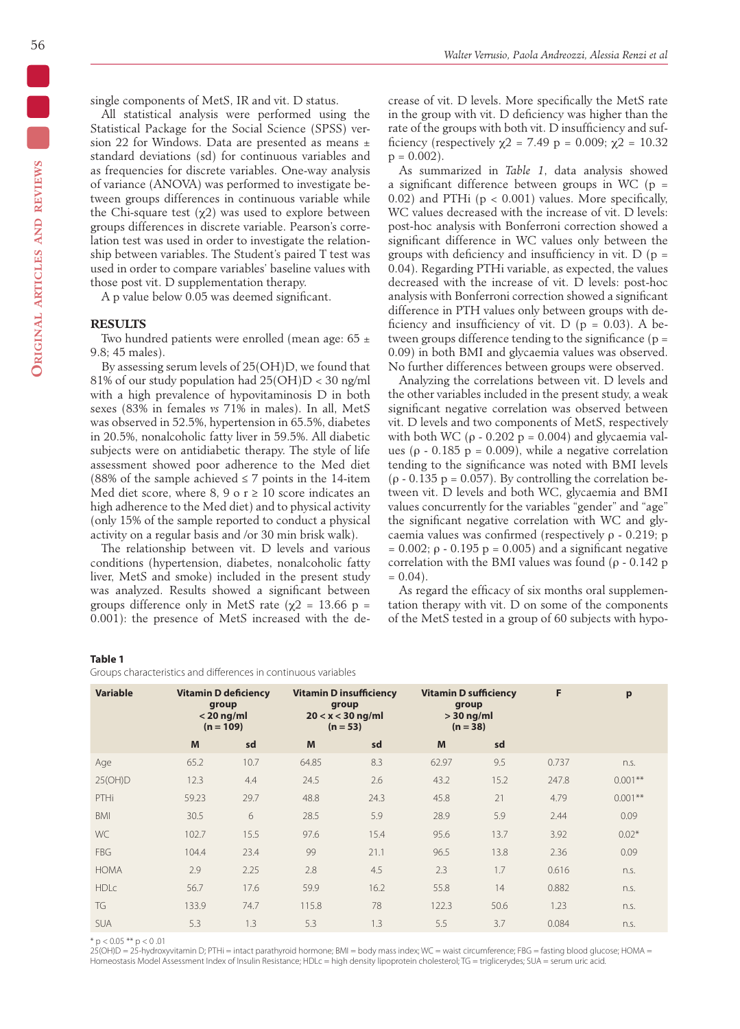single components of MetS, IR and vit. D status.

All statistical analysis were performed using the Statistical Package for the Social Science (SPSS) version 22 for Windows. Data are presented as means ± standard deviations (sd) for continuous variables and as frequencies for discrete variables. One-way analysis of variance (ANOVA) was performed to investigate between groups differences in continuous variable while the Chi-square test ($\chi 2$) was used to explore between groups differences in discrete variable. Pearson's correlation test was used in order to investigate the relationship between variables. The Student's paired T test was used in order to compare variables' baseline values with those post vit. D supplementation therapy.

A p value below 0.05 was deemed significant.

## RESULTS

Two hundred patients were enrolled (mean age: 65 ± 9.8; 45 males).

By assessing serum levels of 25(OH)D, we found that 81% of our study population had 25(OH)D < 30 ng/ml with a high prevalence of hypovitaminosis D in both sexes (83% in females *vs* 71% in males). In all, MetS was observed in 52.5%, hypertension in 65.5%, diabetes in 20.5%, nonalcoholic fatty liver in 59.5%. All diabetic subjects were on antidiabetic therapy. The style of life assessment showed poor adherence to the Med diet (88% of the sample achieved ≤ 7 points in the 14-item Med diet score, where 8, 9 o r ≥ 10 score indicates an high adherence to the Med diet) and to physical activity (only 15% of the sample reported to conduct a physical activity on a regular basis and /or 30 min brisk walk).

The relationship between vit. D levels and various conditions (hypertension, diabetes, nonalcoholic fatty liver, MetS and smoke) included in the present study was analyzed. Results showed a significant between groups difference only in MetS rate ($\chi 2$ = 13.66 p = 0.001): the presence of MetS increased with the decrease of vit. D levels. More specifically the MetS rate in the group with vit. D deficiency was higher than the rate of the groups with both vit. D insufficiency and sufficiency (respectively $\chi 2$ = 7.49 p = 0.009; $\chi 2$ = 10.32 p = 0.002).

As summarized in *Table 1*, data analysis showed a significant difference between groups in WC (p = 0.02) and PTHi (p < 0.001) values. More specifically, WC values decreased with the increase of vit. D levels: post-hoc analysis with Bonferroni correction showed a significant difference in WC values only between the groups with deficiency and insufficiency in vit. D (p = 0.04). Regarding PTHi variable, as expected, the values decreased with the increase of vit. D levels: post-hoc analysis with Bonferroni correction showed a significant difference in PTH values only between groups with deficiency and insufficiency of vit. D (p = 0.03). A between groups difference tending to the significance (p = 0.09) in both BMI and glycaemia values was observed. No further differences between groups were observed.

Analyzing the correlations between vit. D levels and the other variables included in the present study, a weak significant negative correlation was observed between vit. D levels and two components of MetS, respectively with both WC (ρ - 0.202 p = 0.004) and glycaemia values (ρ - 0.185 p = 0.009), while a negative correlation tending to the significance was noted with BMI levels (ρ - 0.135 p = 0.057). By controlling the correlation between vit. D levels and both WC, glycaemia and BMI values concurrently for the variables "gender" and "age" the significant negative correlation with WC and glycaemia values was confirmed (respectively ρ - 0.219; p = 0.002; ρ - 0.195 p = 0.005) and a significant negative correlation with the BMI values was found (ρ - 0.142 p = 0.04).

As regard the efficacy of six months oral supplementation therapy with vit. D on some of the components of the MetS tested in a group of 60 subjects with hypo-

**Table 1**
Groups characteristics and differences in continuous variables

| Variable | Vitamin D deficiency group < 20 ng/ml (n = 109) | | Vitamin D insufficiency group 20 < x < 30 ng/ml (n = 53) | | Vitamin D sufficiency group > 30 ng/ml (n = 38) | | F | p |
|---|---|---|---|---|---|---|---|---|
| | M | sd | M | sd | M | sd | | |
| Age | 65.2 | 10.7 | 64.85 | 8.3 | 62.97 | 9.5 | 0.737 | n.s. |
| 25(OH)D | 12.3 | 4.4 | 24.5 | 2.6 | 43.2 | 15.2 | 247.8 | 0.001** |
| PTHi | 59.23 | 29.7 | 48.8 | 24.3 | 45.8 | 21 | 4.79 | 0.001** |
| BMI | 30.5 | 6 | 28.5 | 5.9 | 28.9 | 5.9 | 2.44 | 0.09 |
| WC | 102.7 | 15.5 | 97.6 | 15.4 | 95.6 | 13.7 | 3.92 | 0.02* |
| FBG | 104.4 | 23.4 | 99 | 21.1 | 96.5 | 13.8 | 2.36 | 0.09 |
| HOMA | 2.9 | 2.25 | 2.8 | 4.5 | 2.3 | 1.7 | 0.616 | n.s. |
| HDLc | 56.7 | 17.6 | 59.9 | 16.2 | 55.8 | 14 | 0.882 | n.s. |
| TG | 133.9 | 74.7 | 115.8 | 78 | 122.3 | 50.6 | 1.23 | n.s. |
| SUA | 5.3 | 1.3 | 5.3 | 1.3 | 5.5 | 3.7 | 0.084 | n.s. |

\* p < 0.05 ** p < 0.01
25(OH)D = 25-hydroxyvitamin D; PTHi = intact parathyroid hormone; BMI = body mass index; WC = waist circumference; FBG = fasting blood glucose; HOMA = Homeostasis Model Assessment Index of Insulin Resistance; HDLc = high density lipoprotein cholesterol; TG = tricligerydes; SUA = serum uric acid.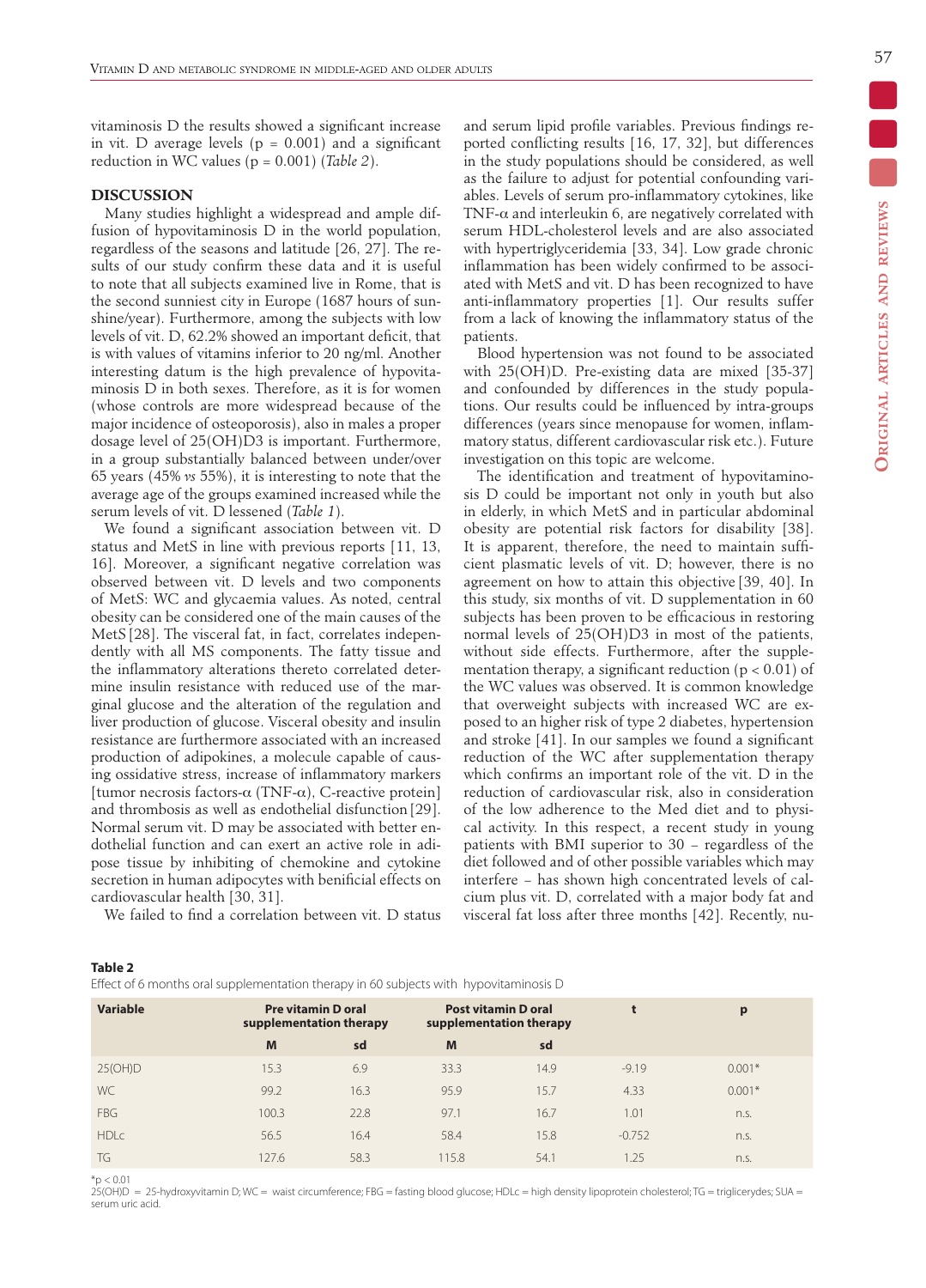vitaminosis D the results showed a significant increase in vit. D average levels ($p = 0.001$) and a significant reduction in WC values ($p = 0.001$) (*Table 2*).

## DISCUSSION

Many studies highlight a widespread and ample diffusion of hypovitaminosis D in the world population, regardless of the seasons and latitude [26, 27]. The results of our study confirm these data and it is useful to note that all subjects examined live in Rome, that is the second sunniest city in Europe (1687 hours of sunshine/year). Furthermore, among the subjects with low levels of vit. D, 62.2% showed an important deficit, that is with values of vitamins inferior to 20 ng/ml. Another interesting datum is the high prevalence of hypovitaminosis D in both sexes. Therefore, as it is for women (whose controls are more widespread because of the major incidence of osteoporosis), also in males a proper dosage level of 25(OH)D3 is important. Furthermore, in a group substantially balanced between under/over 65 years (45% *vs* 55%), it is interesting to note that the average age of the groups examined increased while the serum levels of vit. D lessened (*Table 1*).

We found a significant association between vit. D status and MetS in line with previous reports [11, 13, 16]. Moreover, a significant negative correlation was observed between vit. D levels and two components of MetS: WC and glycaemia values. As noted, central obesity can be considered one of the main causes of the MetS [28]. The visceral fat, in fact, correlates independently with all MS components. The fatty tissue and the inflammatory alterations thereto correlated determine insulin resistance with reduced use of the marginal glucose and the alteration of the regulation and liver production of glucose. Visceral obesity and insulin resistance are furthermore associated with an increased production of adipokines, a molecule capable of causing ossidative stress, increase of inflammatory markers [tumor necrosis factors-α (TNF-α), C-reactive protein] and thrombosis as well as endothelial disfunction [29]. Normal serum vit. D may be associated with better endothelial function and can exert an active role in adipose tissue by inhibiting of chemokine and cytokine secretion in human adipocytes with beneficial effects on cardiovascular health [30, 31].

We failed to find a correlation between vit. D status and serum lipid profile variables. Previous findings reported conflicting results [16, 17, 32], but differences in the study populations should be considered, as well as the failure to adjust for potential confounding variables. Levels of serum pro-inflammatory cytokines, like TNF-α and interleukin 6, are negatively correlated with serum HDL-cholesterol levels and are also associated with hypertriglyceridemia [33, 34]. Low grade chronic inflammation has been widely confirmed to be associated with MetS and vit. D has been recognized to have anti-inflammatory properties [1]. Our results suffer from a lack of knowing the inflammatory status of the patients.

Blood hypertension was not found to be associated with 25(OH)D. Pre-existing data are mixed [35-37] and confounded by differences in the study populations. Our results could be influenced by intra-groups differences (years since menopause for women, inflammatory status, different cardiovascular risk etc.). Future investigation on this topic are welcome.

The identification and treatment of hypovitaminosis D could be important not only in youth but also in elderly, in which MetS and in particular abdominal obesity are potential risk factors for disability [38]. It is apparent, therefore, the need to maintain sufficient plasmatic levels of vit. D; however, there is no agreement on how to attain this objective [39, 40]. In this study, six months of vit. D supplementation in 60 subjects has been proven to be efficacious in restoring normal levels of 25(OH)D3 in most of the patients, without side effects. Furthermore, after the supplementation therapy, a significant reduction ($p < 0.01$) of the WC values was observed. It is common knowledge that overweight subjects with increased WC are exposed to an higher risk of type 2 diabetes, hypertension and stroke [41]. In our samples we found a significant reduction of the WC after supplementation therapy which confirms an important role of the vit. D in the reduction of cardiovascular risk, also in consideration of the low adherence to the Med diet and to physical activity. In this respect, a recent study in young patients with BMI superior to 30 – regardless of the diet followed and of other possible variables which may interfere – has shown high concentrated levels of calcium plus vit. D, correlated with a major body fat and visceral fat loss after three months [42]. Recently, nu-

**Table 2**
Effect of 6 months oral supplementation therapy in 60 subjects with hypovitaminosis D

| Variable | Pre vitamin D oral supplementation therapy | | Post vitamin D oral supplementation therapy | | t | p |
|---|---|---|---|---|---|---|
| | M | sd | M | sd | | |
| 25(OH)D | 15.3 | 6.9 | 33.3 | 14.9 | -9.19 | 0.001* |
| WC | 99.2 | 16.3 | 95.9 | 15.7 | 4.33 | 0.001* |
| FBG | 100.3 | 22.8 | 97.1 | 16.7 | 1.01 | n.s. |
| HDLc | 56.5 | 16.4 | 58.4 | 15.8 | -0.752 | n.s. |
| TG | 127.6 | 58.3 | 115.8 | 54.1 | 1.25 | n.s. |

*$p < 0.01$
25(OH)D = 25-hydroxyvitamin D; WC = waist circumference; FBG = fasting blood glucose; HDLc = high density lipoprotein cholesterol; TG = triglicerydes; SUA = serum uric acid.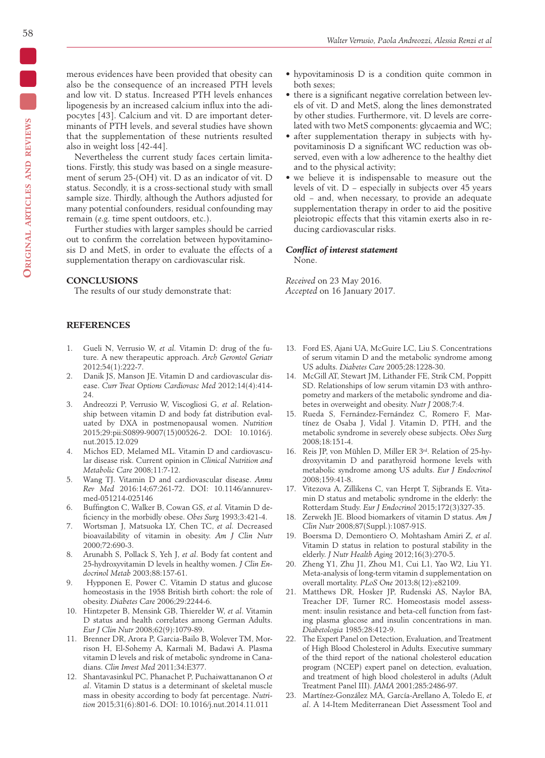merous evidences have been provided that obesity can also be the consequence of an increased PTH levels and low vit. D status. Increased PTH levels enhances lipogenesis by an increased calcium influx into the adipocytes [43]. Calcium and vit. D are important determinants of PTH levels, and several studies have shown that the supplementation of these nutrients resulted also in weight loss [42-44].

Nevertheless the current study faces certain limitations. Firstly, this study was based on a single measurement of serum 25-(OH) vit. D as an indicator of vit. D status. Secondly, it is a cross-sectional study with small sample size. Thirdly, although the Authors adjusted for many potential confounders, residual confounding may remain (*e.g.* time spent outdoors, etc.).

Further studies with larger samples should be carried out to confirm the correlation between hypovitaminosis D and MetS, in order to evaluate the effects of a supplementation therapy on cardiovascular risk.

## CONCLUSIONS

The results of our study demonstrate that:

- hypovitaminosis D is a condition quite common in both sexes;
- there is a significant negative correlation between levels of vit. D and MetS, along the lines demonstrated by other studies. Furthermore, vit. D levels are correlated with two MetS components: glycaemia and WC;
- after supplementation therapy in subjects with hypovitaminosis D a significant WC reduction was observed, even with a low adherence to the healthy diet and to the physical activity;
- we believe it is indispensable to measure out the levels of vit. D – especially in subjects over 45 years old – and, when necessary, to provide an adequate supplementation therapy in order to aid the positive pleiotropic effects that this vitamin exerts also in reducing cardiovascular risks.

### *Conflict of interest statement*

None.

*Received* on 23 May 2016.
*Accepted* on 16 January 2017.

## REFERENCES

1. Gueli N, Verrusio W, *et al.* Vitamin D: drug of the future. A new therapeutic approach. *Arch Gerontol Geriatr* 2012;54(1):222-7.
2. Danik JS, Manson JE. Vitamin D and cardiovascular disease. *Curr Treat Options Cardiovasc Med* 2012;14(4):414-24.
3. Andreozzi P, Verrusio W, Viscogliosi G, *et al.* Relationship between vitamin D and body fat distribution evaluated by DXA in postmenopausal women. *Nutrition* 2015;29:pii:S0899-9007(15)00526-2. DOI: 10.1016/j.nut.2015.12.029
4. Michos ED, Melamed ML. Vitamin D and cardiovascular disease risk. Current opinion in *Clinical Nutrition and Metabolic Care* 2008;11:7-12.
5. Wang TJ. Vitamin D and cardiovascular disease. *Annu Rev Med* 2016:14;67:261-72. DOI: 10.1146/annurev-med-051214-025146
6. Buffington C, Walker B, Cowan GS, *et al.* Vitamin D deficiency in the morbidly obese. *Obes Surg* 1993;3:421-4.
7. Wortsman J, Matsuoka LY, Chen TC, *et al.* Decreased bioavailability of vitamin in obesity. *Am J Clin Nutr* 2000;72:690-3.
8. Arunabh S, Pollack S, Yeh J, *et al.* Body fat content and 25-hydroxyvitamin D levels in healthy women. *J Clin Endocrinol Metab* 2003;88:157-61.
9. Hypponen E, Power C. Vitamin D status and glucose homeostasis in the 1958 British birth cohort: the role of obesity. *Diabetes Care* 2006;29:2244-6.
10. Hintzpeter B, Mensink GB, Thierelder W, *et al.* Vitamin D status and health correlates among German Adults. *Eur J Clin Nutr* 2008;62(9):1079-89.
11. Brenner DR, Arora P, Garcia-Bailo B, Wolever TM, Morrison H, El-Sohemy A, Karmali M, Badawi A. Plasma vitamin D levels and risk of metabolic syndrome in Canadians. *Clin Invest Med* 2011;34:E377.
12. Shantavasinkul PC, Phanachet P, Puchaiwattananon O *et al.* Vitamin D status is a determinant of skeletal muscle mass in obesity according to body fat percentage. *Nutrition* 2015;31(6):801-6. DOI: 10.1016/j.nut.2014.11.011
13. Ford ES, Ajani UA, McGuire LC, Liu S. Concentrations of serum vitamin D and the metabolic syndrome among US adults. *Diabetes Care* 2005;28:1228-30.
14. McGill AT, Stewart JM, Lithander FE, Strik CM, Poppitt SD. Relationships of low serum vitamin D3 with anthropometry and markers of the metabolic syndrome and diabetes in overweight and obesity. *Nutr J* 2008;7:4.
15. Rueda S, Fernández-Fernández C, Romero F, Martínez de Osaba J, Vidal J. Vitamin D, PTH, and the metabolic syndrome in severely obese subjects. *Obes Surg* 2008;18:151-4.
16. Reis JP, von Mühlen D, Miller ER 3rd. Relation of 25-hydroxyvitamin D and parathyroid hormone levels with metabolic syndrome among US adults. *Eur J Endocrinol* 2008;159:41-8.
17. Vitezova A, Zillikens C, van Herpt T, Sijbrands E. Vitamin D status and metabolic syndrome in the elderly: the Rotterdam Study. *Eur J Endocrinol* 2015;172(3)327-35.
18. Zerwekh JE. Blood biomarkers of vitamin D status. *Am J Clin Nutr* 2008;87(Suppl.):1087-91S.
19. Boersma D, Demontiero O, Mohtasham Amiri Z, *et al.* Vitamin D status in relation to postural stability in the elderly. *J Nutr Health Aging* 2012;16(3):270-5.
20. Zheng Y1, Zhu J1, Zhou M1, Cui L1, Yao W2, Liu Y1. Meta-analysis of long-term vitamin d supplementation on overall mortality. *PLoS One* 2013;8(12):e82109.
21. Matthews DR, Hosker JP, Rudenski AS, Naylor BA, Treacher DF, Turner RC. Homeostasis model assessment: insulin resistance and beta-cell function from fasting plasma glucose and insulin concentrations in man. *Diabetologia* 1985;28:412-9.
22. The Expert Panel on Detection, Evaluation, and Treatment of High Blood Cholesterol in Adults. Executive summary of the third report of the national cholesterol education program (NCEP) expert panel on detection, evaluation, and treatment of high blood cholesterol in adults (Adult Treatment Panel III). *JAMA* 2001;285:2486-97.
23. Martínez-González MA, García-Arellano A, Toledo E, *et al.* A 14-Item Mediterranean Diet Assessment Tool and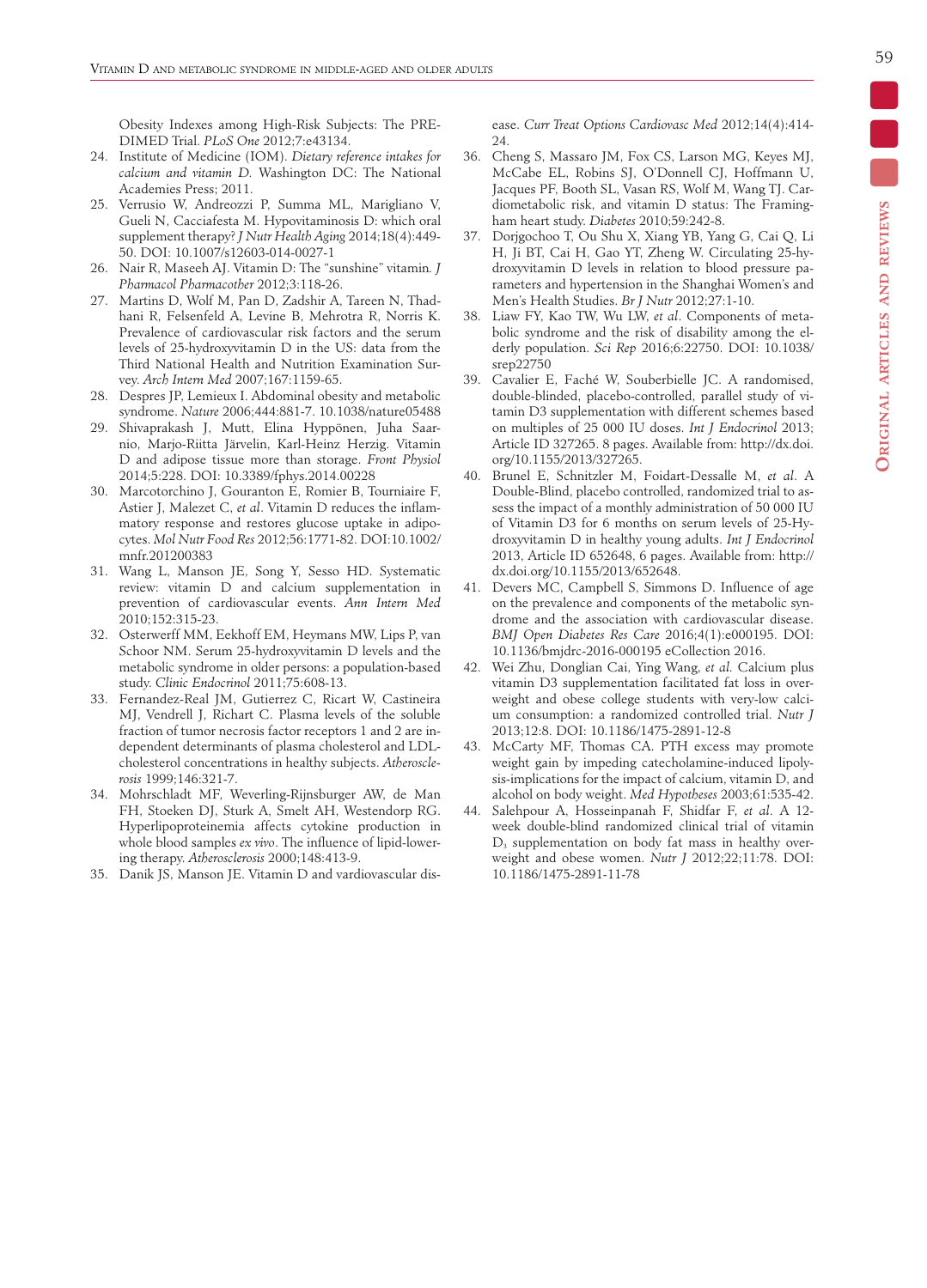Obesity Indexes among High-Risk Subjects: The PREDIMED Trial. *PLoS One* 2012;7:e43134.

24. Institute of Medicine (IOM). *Dietary reference intakes for calcium and vitamin D*. Washington DC: The National Academies Press; 2011.
25. Verrusio W, Andreozzi P, Summa ML, Marigliano V, Gueli N, Cacciafesta M. Hypovitaminosis D: which oral supplement therapy? *J Nutr Health Aging* 2014;18(4):449-50. DOI: 10.1007/s12603-014-0027-1
26. Nair R, Maseeh AJ. Vitamin D: The "sunshine" vitamin. *J Pharmacol Pharmacother* 2012;3:118-26.
27. Martins D, Wolf M, Pan D, Zadshir A, Tareen N, Thadhani R, Felsenfeld A, Levine B, Mehrotra R, Norris K. Prevalence of cardiovascular risk factors and the serum levels of 25-hydroxyvitamin D in the US: data from the Third National Health and Nutrition Examination Survey. *Arch Intern Med* 2007;167:1159-65.
28. Despres JP, Lemieux I. Abdominal obesity and metabolic syndrome. *Nature* 2006;444:881-7. 10.1038/nature05488
29. Shivaprakash J, Mutt, Elina Hyppönen, Juha Saarnio, Marjo-Riitta Järvelin, Karl-Heinz Herzig. Vitamin D and adipose tissue more than storage. *Front Physiol* 2014;5:228. DOI: 10.3389/fphys.2014.00228
30. Marcotorchino J, Gouranton E, Romier B, Tourniaire F, Astier J, Malezet C, *et al*. Vitamin D reduces the inflammatory response and restores glucose uptake in adipocytes. *Mol Nutr Food Res* 2012;56:1771-82. DOI:10.1002/mnfr.201200383
31. Wang L, Manson JE, Song Y, Sesso HD. Systematic review: vitamin D and calcium supplementation in prevention of cardiovascular events. *Ann Intern Med* 2010;152:315-23.
32. Osterwerff MM, Eekhoff EM, Heymans MW, Lips P, van Schoor NM. Serum 25-hydroxyvitamin D levels and the metabolic syndrome in older persons: a population-based study. *Clinic Endocrinol* 2011;75:608-13.
33. Fernandez-Real JM, Gutierrez C, Ricart W, Castineira MJ, Vendrell J, Richart C. Plasma levels of the soluble fraction of tumor necrosis factor receptors 1 and 2 are independent determinants of plasma cholesterol and LDL-cholesterol concentrations in healthy subjects. *Atherosclerosis* 1999;146:321-7.
34. Mohrschladt MF, Weverling-Rijnsburger AW, de Man FH, Stoeken DJ, Sturk A, Smelt AH, Westendorp RG. Hyperlipoproteinemia affects cytokine production in whole blood samples *ex vivo*. The influence of lipid-lowering therapy. *Atherosclerosis* 2000;148:413-9.
35. Danik JS, Manson JE. Vitamin D and vardiovascular disease. *Curr Treat Options Cardiovasc Med* 2012;14(4):414-24.
36. Cheng S, Massaro JM, Fox CS, Larson MG, Keyes MJ, McCabe EL, Robins SJ, O'Donnell CJ, Hoffmann U, Jacques PF, Booth SL, Vasan RS, Wolf M, Wang TJ. Cardiometabolic risk, and vitamin D status: The Framingham heart study. *Diabetes* 2010;59:242-8.
37. Dorjgochoo T, Ou Shu X, Xiang YB, Yang G, Cai Q, Li H, Ji BT, Cai H, Gao YT, Zheng W. Circulating 25-hydroxyvitamin D levels in relation to blood pressure parameters and hypertension in the Shanghai Women's and Men's Health Studies. *Br J Nutr* 2012;27:1-10.
38. Liaw FY, Kao TW, Wu LW, *et al*. Components of metabolic syndrome and the risk of disability among the elderly population. *Sci Rep* 2016;6:22750. DOI: 10.1038/srep22750
39. Cavalier E, Faché W, Souberbielle JC. A randomised, double-blinded, placebo-controlled, parallel study of vitamin D3 supplementation with different schemes based on multiples of 25 000 IU doses. *Int J Endocrinol* 2013; Article ID 327265. 8 pages. Available from: http://dx.doi.org/10.1155/2013/327265.
40. Brunel E, Schnitzler M, Foidart-Dessalle M, *et al*. A Double-Blind, placebo controlled, randomized trial to assess the impact of a monthly administration of 50 000 IU of Vitamin D3 for 6 months on serum levels of 25-Hydroxyvitamin D in healthy young adults. *Int J Endocrinol* 2013, Article ID 652648, 6 pages. Available from: http://dx.doi.org/10.1155/2013/652648.
41. Devers MC, Campbell S, Simmons D. Influence of age on the prevalence and components of the metabolic syndrome and the association with cardiovascular disease. *BMJ Open Diabetes Res Care* 2016;4(1):e000195. DOI: 10.1136/bmjdrc-2016-000195 eCollection 2016.
42. Wei Zhu, Donglian Cai, Ying Wang, *et al*. Calcium plus vitamin D3 supplementation facilitated fat loss in overweight and obese college students with very-low calcium consumption: a randomized controlled trial. *Nutr J* 2013;12:8. DOI: 10.1186/1475-2891-12-8
43. McCarty MF, Thomas CA. PTH excess may promote weight gain by impeding catecholamine-induced lipolysis-implications for the impact of calcium, vitamin D, and alcohol on body weight. *Med Hypotheses* 2003;61:535-42.
44. Salehpour A, Hosseinpanah F, Shidfar F, *et al*. A 12-week double-blind randomized clinical trial of vitamin $D_3$ supplementation on body fat mass in healthy overweight and obese women. *Nutr J* 2012;22;11:78. DOI: 10.1186/1475-2891-11-78